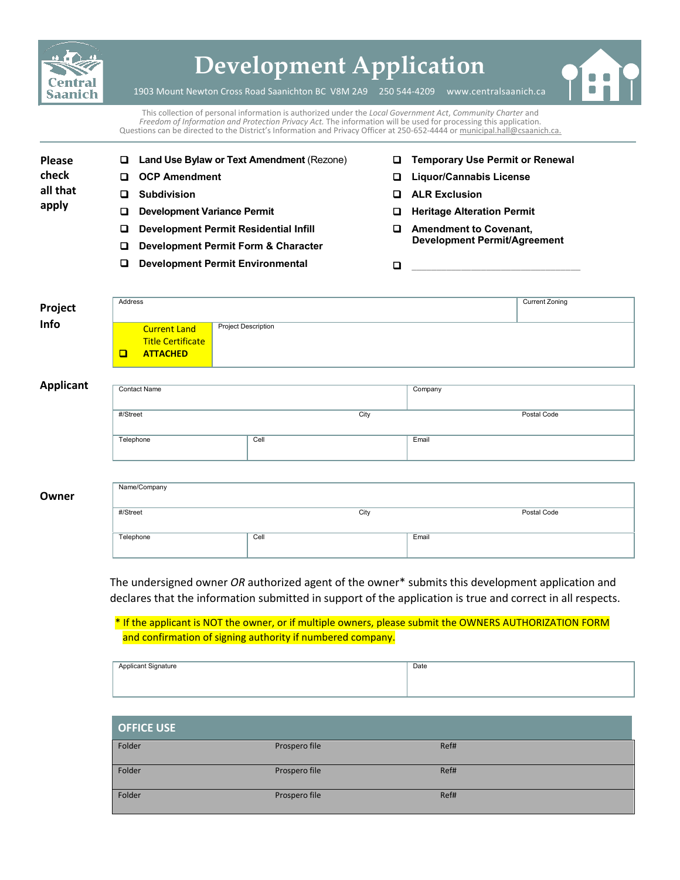# Development Application

1903 Mount Newton Cross Road Saanichton BC V8M 2A9 250 544-4209 www.centralsaanich.ca

This collection of personal information is authorized under the *Local Government Act*, *Community Charter* and *Freedom of Information and Protection Privacy Act.* The information will be used for processing this application. Questions can be directed to the District's Information and Privacy Officer at 250-652-4444 or municipal.hall@csaanich.ca.

**Please check all that apply**

- ☐ **Land Use Bylaw or Text Amendment** (Rezone)
- ☐ **OCP Amendment**
- ☐ **Subdivision**
- ☐ **Development Variance Permit**
- ☐ **Development Permit Residential Infill**
- ☐ **Development Permit Form & Character**
- ☐ **Development Permit Environmental**
- ☐ **Temporary Use Permit or Renewal**
- ☐ **Liquor/Cannabis License**
- ☐ **ALR Exclusion**
- ☐ **Heritage Alteration Permit**
- ☐ **Amendment to Covenant, Development Permit/Agreement**
- ☐ ________________________________

**Project Info**

| Address | | Current Zoning |
|---|---|---|
| ☐ Current Land Title Certificate **ATTACHED** | Project Description | |

**Applicant**

| Contact Name | | Company | |
|---|---|---|---|
| #/Street | | City | Postal Code |
| Telephone | Cell | Email | |

**Owner**

| Name/Company | | | |
|---|---|---|---|
| #/Street | | City | Postal Code |
| Telephone | Cell | Email | |

The undersigned owner *OR* authorized agent of the owner* submits this development application and declares that the information submitted in support of the application is true and correct in all respects.

* If the applicant is NOT the owner, or if multiple owners, please submit the OWNERS AUTHORIZATION FORM and confirmation of signing authority if numbered company.

| Applicant Signature | Date |
|---|---|
| | |

**OFFICE USE**

| Folder | Prospero file | Ref# |
|---|---|---|
| Folder | Prospero file | Ref# |
| Folder | Prospero file | Ref# |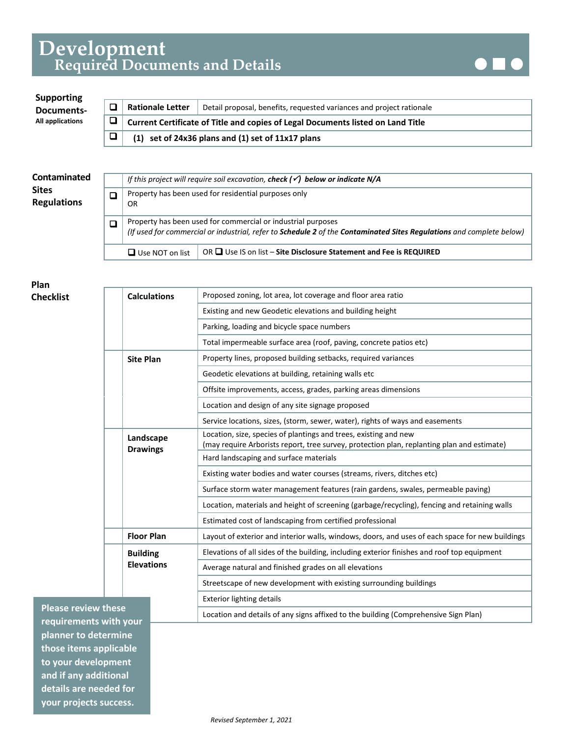# Development
## Required Documents and Details

**Supporting Documents-**
**All applications**

| ☐ | Item | Details |
|---|---|---|
| ☐ | **Rationale Letter** | Detail proposal, benefits, requested variances and project rationale |
| ☐ | **Current Certificate of Title and copies of Legal Documents listed on Land Title** | |
| ☐ | **(1) set of 24x36 plans and (1) set of 11x17 plans** | |

**Contaminated Sites Regulations**

| | |
|---|---|
| | *If this project will require soil excavation,* ***check (✓) below or indicate N/A*** |
| ☐ | Property has been used for residential purposes only<br>OR |
| ☐ | Property has been used for commercial or industrial purposes<br>*(If used for commercial or industrial, refer to* ***Schedule 2*** *of the* ***Contaminated Sites Regulations*** *and complete below)* |
| | ☐ Use NOT on list — OR ☐ Use IS on list – **Site Disclosure Statement and Fee is REQUIRED** |

**Plan Checklist**

| | Plan | Details |
|---|---|---|
| | **Calculations** | Proposed zoning, lot area, lot coverage and floor area ratio |
| | | Existing and new Geodetic elevations and building height |
| | | Parking, loading and bicycle space numbers |
| | | Total impermeable surface area (roof, paving, concrete patios etc) |
| | **Site Plan** | Property lines, proposed building setbacks, required variances |
| | | Geodetic elevations at building, retaining walls etc |
| | | Offsite improvements, access, grades, parking areas dimensions |
| | | Location and design of any site signage proposed |
| | | Service locations, sizes, (storm, sewer, water), rights of ways and easements |
| | **Landscape Drawings** | Location, size, species of plantings and trees, existing and new<br>(may require Arborists report, tree survey, protection plan, replanting plan and estimate) |
| | | Hard landscaping and surface materials |
| | | Existing water bodies and water courses (streams, rivers, ditches etc) |
| | | Surface storm water management features (rain gardens, swales, permeable paving) |
| | | Location, materials and height of screening (garbage/recycling), fencing and retaining walls |
| | | Estimated cost of landscaping from certified professional |
| | **Floor Plan** | Layout of exterior and interior walls, windows, doors, and uses of each space for new buildings |
| | **Building Elevations** | Elevations of all sides of the building, including exterior finishes and roof top equipment |
| | | Average natural and finished grades on all elevations |
| | | Streetscape of new development with existing surrounding buildings |
| | | Exterior lighting details |
| | | Location and details of any signs affixed to the building (Comprehensive Sign Plan) |

**Please review these requirements with your planner to determine those items applicable to your development and if any additional details are needed for your projects success.**

*Revised September 1, 2021*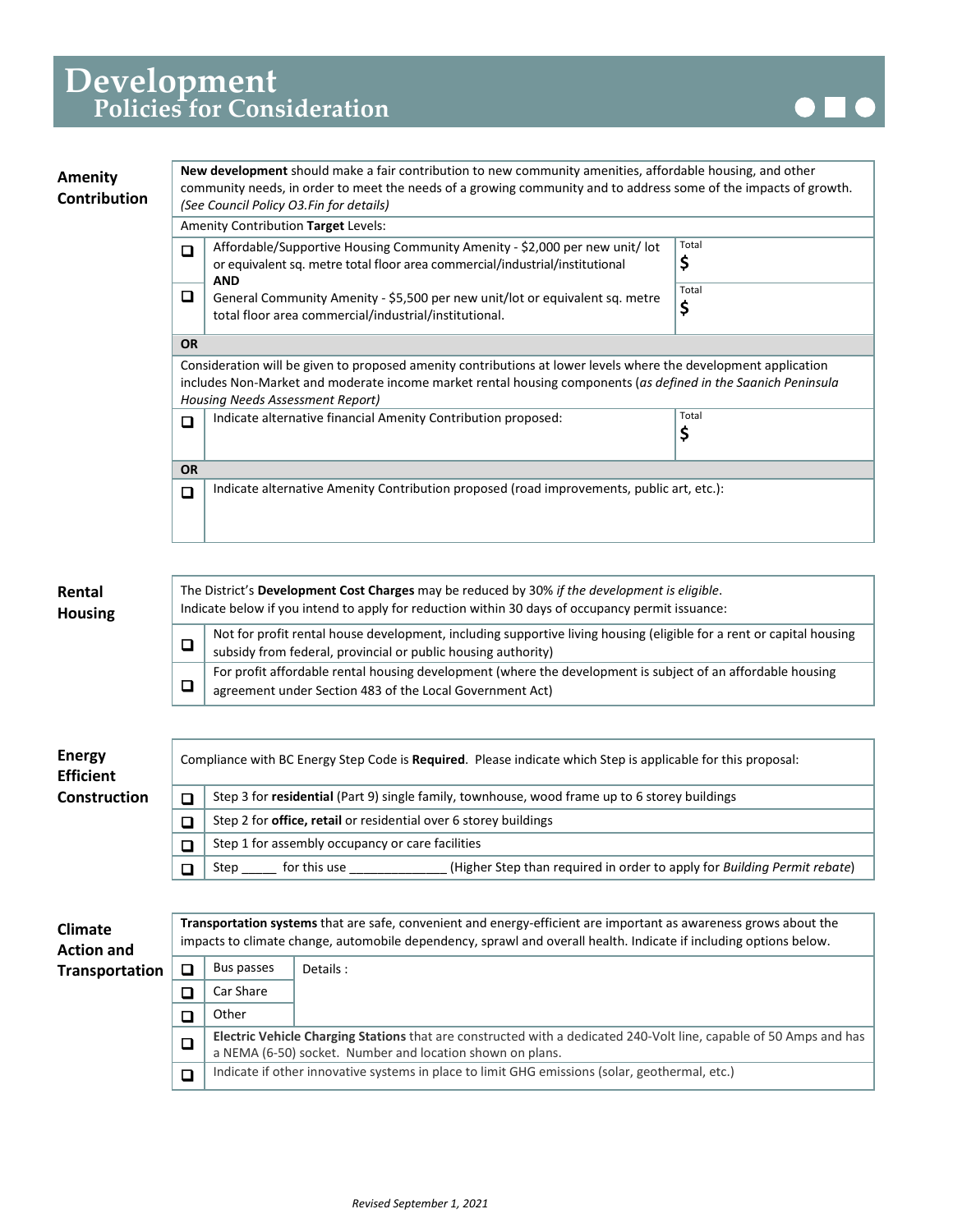# Development
## Policies for Consideration

### Amenity Contribution

| | | |
|---|---|---|
| **New development** should make a fair contribution to new community amenities, affordable housing, and other community needs, in order to meet the needs of a growing community and to address some of the impacts of growth. *(See Council Policy O3.Fin for details)* | | |
| Amenity Contribution **Target** Levels: | | |
| ☐ | Affordable/Supportive Housing Community Amenity - $2,000 per new unit/ lot or equivalent sq. metre total floor area commercial/industrial/institutional **AND** | Total $ |
| ☐ | General Community Amenity - $5,500 per new unit/lot or equivalent sq. metre total floor area commercial/industrial/institutional. | Total $ |
| **OR** | | |
| Consideration will be given to proposed amenity contributions at lower levels where the development application includes Non-Market and moderate income market rental housing components (*as defined in the Saanich Peninsula Housing Needs Assessment Report)* | | |
| ☐ | Indicate alternative financial Amenity Contribution proposed: | Total $ |
| **OR** | | |
| ☐ | Indicate alternative Amenity Contribution proposed (road improvements, public art, etc.): | |

### Rental Housing

| | |
|---|---|
| The District's **Development Cost Charges** may be reduced by 30% *if the development is eligible*. Indicate below if you intend to apply for reduction within 30 days of occupancy permit issuance: | |
| ☐ | Not for profit rental house development, including supportive living housing (eligible for a rent or capital housing subsidy from federal, provincial or public housing authority) |
| ☐ | For profit affordable rental housing development (where the development is subject of an affordable housing agreement under Section 483 of the Local Government Act) |

### Energy Efficient Construction

| | |
|---|---|
| Compliance with BC Energy Step Code is **Required**. Please indicate which Step is applicable for this proposal: | |
| ☐ | Step 3 for **residential** (Part 9) single family, townhouse, wood frame up to 6 storey buildings |
| ☐ | Step 2 for **office, retail** or residential over 6 storey buildings |
| ☐ | Step 1 for assembly occupancy or care facilities |
| ☐ | Step _____ for this use ______________ (Higher Step than required in order to apply for *Building Permit rebate*) |

### Climate Action and Transportation

| | | |
|---|---|---|
| **Transportation systems** that are safe, convenient and energy-efficient are important as awareness grows about the impacts to climate change, automobile dependency, sprawl and overall health. Indicate if including options below. | | |
| ☐ | Bus passes | Details : |
| ☐ | Car Share | |
| ☐ | Other | |
| ☐ | **Electric Vehicle Charging Stations** that are constructed with a dedicated 240-Volt line, capable of 50 Amps and has a NEMA (6-50) socket. Number and location shown on plans. | |
| ☐ | Indicate if other innovative systems in place to limit GHG emissions (solar, geothermal, etc.) | |

*Revised September 1, 2021*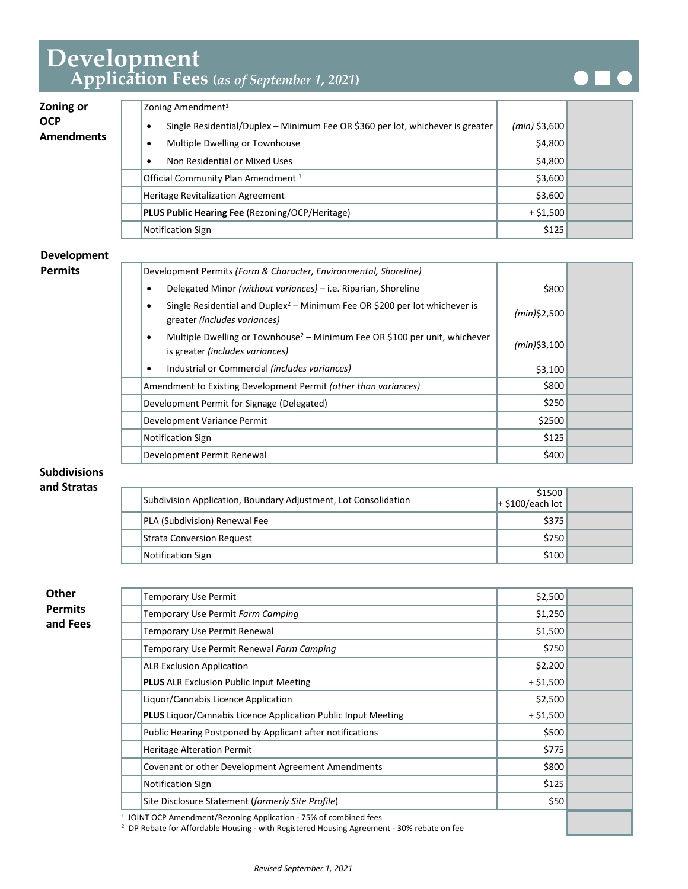# Development Application Fees *(as of September 1, 2021)*

## Zoning or OCP Amendments

| | | |
|---|---|---|
| Zoning Amendment[1] | | |
| • Single Residential/Duplex – Minimum Fee OR $360 per lot, whichever is greater | *(min)* $3,600 | |
| • Multiple Dwelling or Townhouse | $4,800 | |
| • Non Residential or Mixed Uses | $4,800 | |
| Official Community Plan Amendment[1] | $3,600 | |
| Heritage Revitalization Agreement | $3,600 | |
| **PLUS Public Hearing Fee** (Rezoning/OCP/Heritage) | + $1,500 | |
| Notification Sign | $125 | |

## Development Permits

| | | |
|---|---|---|
| Development Permits *(Form & Character, Environmental, Shoreline)* | | |
| • Delegated Minor *(without variances)* – i.e. Riparian, Shoreline | $800 | |
| • Single Residential and Duplex[2] – Minimum Fee OR $200 per lot whichever is greater *(includes variances)* | *(min)*$2,500 | |
| • Multiple Dwelling or Townhouse[2] – Minimum Fee OR $100 per unit, whichever is greater *(includes variances)* | *(min)*$3,100 | |
| • Industrial or Commercial *(includes variances)* | $3,100 | |
| Amendment to Existing Development Permit *(other than variances)* | $800 | |
| Development Permit for Signage (Delegated) | $250 | |
| Development Variance Permit | $2500 | |
| Notification Sign | $125 | |
| Development Permit Renewal | $400 | |

## Subdivisions and Stratas

| | | |
|---|---|---|
| Subdivision Application, Boundary Adjustment, Lot Consolidation | $1500 + $100/each lot | |
| PLA (Subdivision) Renewal Fee | $375 | |
| Strata Conversion Request | $750 | |
| Notification Sign | $100 | |

## Other Permits and Fees

| | | |
|---|---|---|
| Temporary Use Permit | $2,500 | |
| Temporary Use Permit *Farm Camping* | $1,250 | |
| Temporary Use Permit Renewal | $1,500 | |
| Temporary Use Permit Renewal *Farm Camping* | $750 | |
| ALR Exclusion Application | $2,200 | |
| **PLUS** ALR Exclusion Public Input Meeting | + $1,500 | |
| Liquor/Cannabis Licence Application | $2,500 | |
| **PLUS** Liquor/Cannabis Licence Application Public Input Meeting | + $1,500 | |
| Public Hearing Postponed by Applicant after notifications | $500 | |
| Heritage Alteration Permit | $775 | |
| Covenant or other Development Agreement Amendments | $800 | |
| Notification Sign | $125 | |
| Site Disclosure Statement (*formerly Site Profile*) | $50 | |

[1] JOINT OCP Amendment/Rezoning Application - 75% of combined fees

[2] DP Rebate for Affordable Housing - with Registered Housing Agreement - 30% rebate on fee

*Revised September 1, 2021*